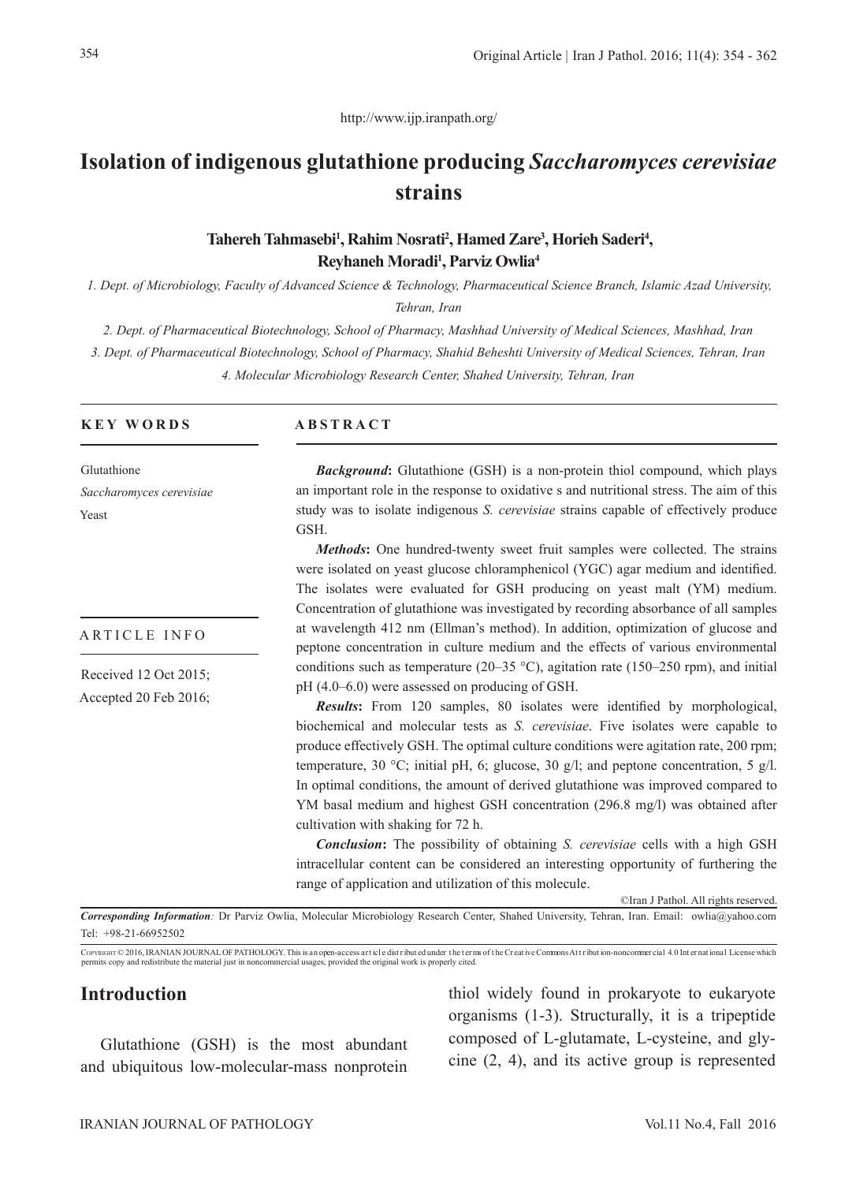http://www.ijp.iranpath.org/

# Isolation of indigenous glutathione producing *Saccharomyces cerevisiae* strains

**Tahereh Tahmasebi[1], Rahim Nosrati[2], Hamed Zare[3], Horieh Saderi[4], Reyhaneh Moradi[1], Parviz Owlia[4]**

*1. Dept. of Microbiology, Faculty of Advanced Science & Technology, Pharmaceutical Science Branch, Islamic Azad University, Tehran, Iran*

*2. Dept. of Pharmaceutical Biotechnology, School of Pharmacy, Mashhad University of Medical Sciences, Mashhad, Iran*

*3. Dept. of Pharmaceutical Biotechnology, School of Pharmacy, Shahid Beheshti University of Medical Sciences, Tehran, Iran*

*4. Molecular Microbiology Research Center, Shahed University, Tehran, Iran*

**KEY WORDS**

Glutathione

*Saccharomyces cerevisiae*

Yeast

**ARTICLE INFO**

Received 12 Oct 2015;

Accepted 20 Feb 2016;

**ABSTRACT**

***Background*:** Glutathione (GSH) is a non-protein thiol compound, which plays an important role in the response to oxidative s and nutritional stress. The aim of this study was to isolate indigenous *S. cerevisiae* strains capable of effectively produce GSH.

***Methods*:** One hundred-twenty sweet fruit samples were collected. The strains were isolated on yeast glucose chloramphenicol (YGC) agar medium and identified. The isolates were evaluated for GSH producing on yeast malt (YM) medium. Concentration of glutathione was investigated by recording absorbance of all samples at wavelength 412 nm (Ellman's method). In addition, optimization of glucose and peptone concentration in culture medium and the effects of various environmental conditions such as temperature (20–35 °C), agitation rate (150–250 rpm), and initial pH (4.0–6.0) were assessed on producing of GSH.

***Results*:** From 120 samples, 80 isolates were identified by morphological, biochemical and molecular tests as *S. cerevisiae*. Five isolates were capable to produce effectively GSH. The optimal culture conditions were agitation rate, 200 rpm; temperature, 30 °C; initial pH, 6; glucose, 30 g/l; and peptone concentration, 5 g/l. In optimal conditions, the amount of derived glutathione was improved compared to YM basal medium and highest GSH concentration (296.8 mg/l) was obtained after cultivation with shaking for 72 h.

***Conclusion*:** The possibility of obtaining *S. cerevisiae* cells with a high GSH intracellular content can be considered an interesting opportunity of furthering the range of application and utilization of this molecule.

©Iran J Pathol. All rights reserved.

***Corresponding Information*:** Dr Parviz Owlia, Molecular Microbiology Research Center, Shahed University, Tehran, Iran. Email: owlia@yahoo.com Tel: +98-21-66952502

Copyright © 2016, IRANIAN JOURNAL OF PATHOLOGY. This is an open-access article distributed under the terms of the Creative Commons Attribution-noncommercial 4.0 International License which permits copy and redistribute the material just in noncommercial usages, provided the original work is properly cited.

## Introduction

Glutathione (GSH) is the most abundant and ubiquitous low-molecular-mass nonprotein thiol widely found in prokaryote to eukaryote organisms (1-3). Structurally, it is a tripeptide composed of L-glutamate, L-cysteine, and glycine (2, 4), and its active group is represented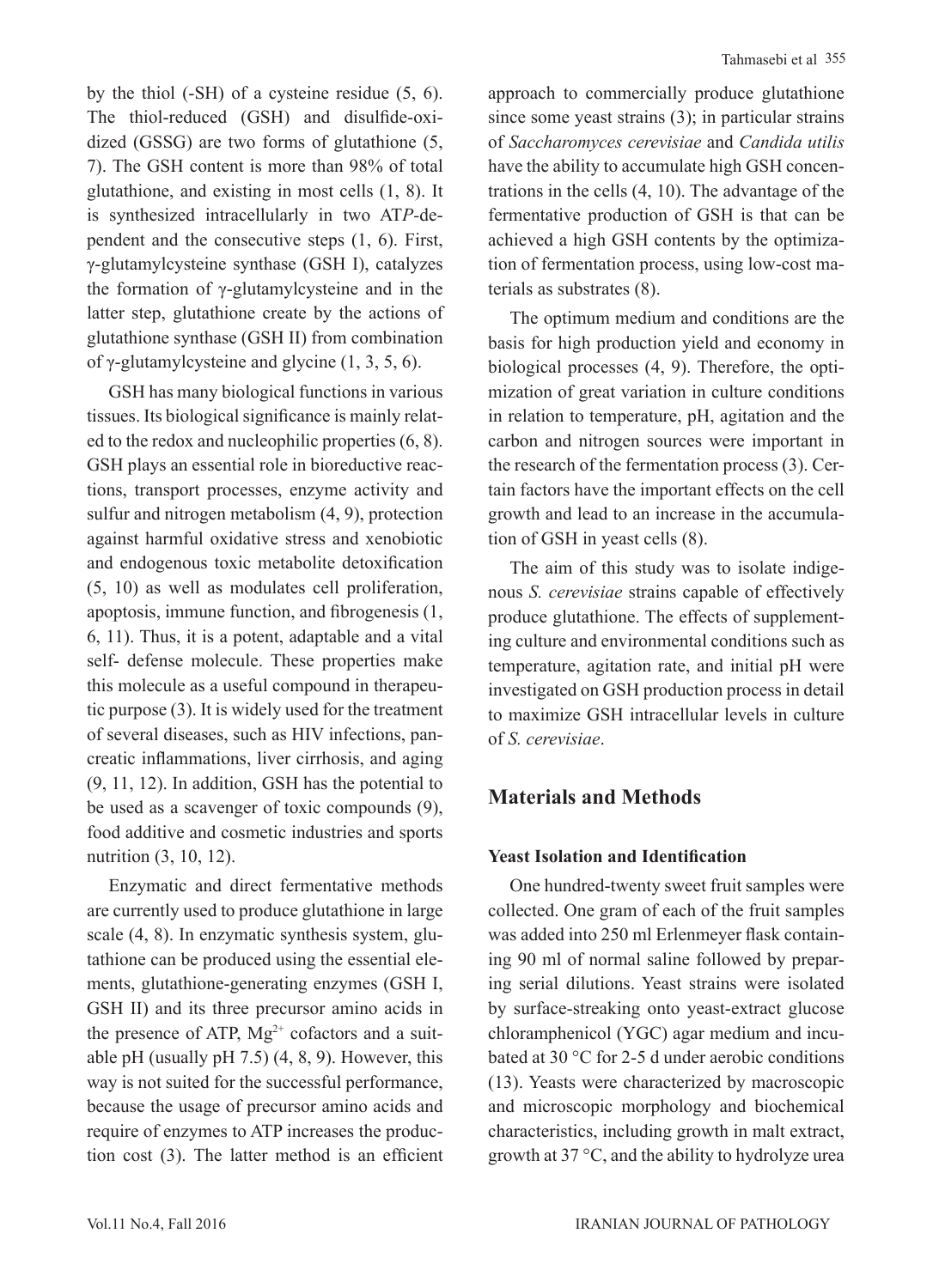by the thiol (-SH) of a cysteine residue (5, 6). The thiol-reduced (GSH) and disulfide-oxidized (GSSG) are two forms of glutathione (5, 7). The GSH content is more than 98% of total glutathione, and existing in most cells (1, 8). It is synthesized intracellularly in two AT*P*-dependent and the consecutive steps (1, 6). First, γ-glutamylcysteine synthase (GSH I), catalyzes the formation of γ-glutamylcysteine and in the latter step, glutathione create by the actions of glutathione synthase (GSH II) from combination of γ-glutamylcysteine and glycine (1, 3, 5, 6).

GSH has many biological functions in various tissues. Its biological significance is mainly related to the redox and nucleophilic properties (6, 8). GSH plays an essential role in bioreductive reactions, transport processes, enzyme activity and sulfur and nitrogen metabolism (4, 9), protection against harmful oxidative stress and xenobiotic and endogenous toxic metabolite detoxification (5, 10) as well as modulates cell proliferation, apoptosis, immune function, and fibrogenesis (1, 6, 11). Thus, it is a potent, adaptable and a vital self- defense molecule. These properties make this molecule as a useful compound in therapeutic purpose (3). It is widely used for the treatment of several diseases, such as HIV infections, pancreatic inflammations, liver cirrhosis, and aging (9, 11, 12). In addition, GSH has the potential to be used as a scavenger of toxic compounds (9), food additive and cosmetic industries and sports nutrition (3, 10, 12).

Enzymatic and direct fermentative methods are currently used to produce glutathione in large scale (4, 8). In enzymatic synthesis system, glutathione can be produced using the essential elements, glutathione-generating enzymes (GSH I, GSH II) and its three precursor amino acids in the presence of ATP, $Mg^{2+}$ cofactors and a suitable pH (usually pH 7.5) (4, 8, 9). However, this way is not suited for the successful performance, because the usage of precursor amino acids and require of enzymes to ATP increases the production cost (3). The latter method is an efficient approach to commercially produce glutathione since some yeast strains (3); in particular strains of *Saccharomyces cerevisiae* and *Candida utilis* have the ability to accumulate high GSH concentrations in the cells (4, 10). The advantage of the fermentative production of GSH is that can be achieved a high GSH contents by the optimization of fermentation process, using low-cost materials as substrates (8).

The optimum medium and conditions are the basis for high production yield and economy in biological processes (4, 9). Therefore, the optimization of great variation in culture conditions in relation to temperature, pH, agitation and the carbon and nitrogen sources were important in the research of the fermentation process (3). Certain factors have the important effects on the cell growth and lead to an increase in the accumulation of GSH in yeast cells (8).

The aim of this study was to isolate indigenous *S. cerevisiae* strains capable of effectively produce glutathione. The effects of supplementing culture and environmental conditions such as temperature, agitation rate, and initial pH were investigated on GSH production process in detail to maximize GSH intracellular levels in culture of *S. cerevisiae*.

## Materials and Methods

### Yeast Isolation and Identification

One hundred-twenty sweet fruit samples were collected. One gram of each of the fruit samples was added into 250 ml Erlenmeyer flask containing 90 ml of normal saline followed by preparing serial dilutions. Yeast strains were isolated by surface-streaking onto yeast-extract glucose chloramphenicol (YGC) agar medium and incubated at 30 °C for 2-5 d under aerobic conditions (13). Yeasts were characterized by macroscopic and microscopic morphology and biochemical characteristics, including growth in malt extract, growth at 37 °C, and the ability to hydrolyze urea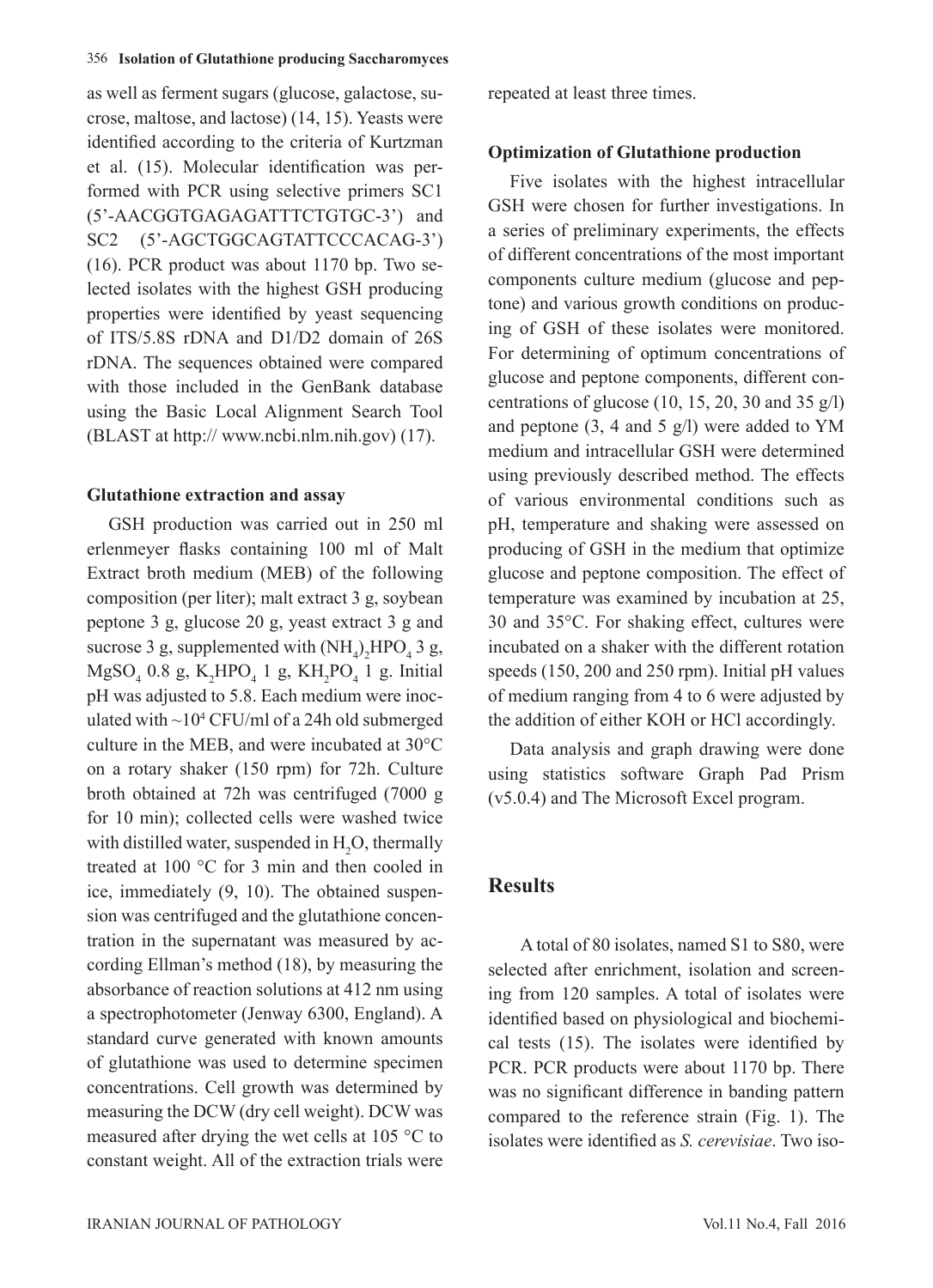as well as ferment sugars (glucose, galactose, sucrose, maltose, and lactose) (14, 15). Yeasts were identified according to the criteria of Kurtzman et al. (15). Molecular identification was performed with PCR using selective primers SC1 (5'-AACGGTGAGAGATTTCTGTGC-3') and SC2 (5'-AGCTGGCAGTATTCCCACAG-3') (16). PCR product was about 1170 bp. Two selected isolates with the highest GSH producing properties were identified by yeast sequencing of ITS/5.8S rDNA and D1/D2 domain of 26S rDNA. The sequences obtained were compared with those included in the GenBank database using the Basic Local Alignment Search Tool (BLAST at http:// www.ncbi.nlm.nih.gov) (17).

### Glutathione extraction and assay

GSH production was carried out in 250 ml erlenmeyer flasks containing 100 ml of Malt Extract broth medium (MEB) of the following composition (per liter); malt extract 3 g, soybean peptone 3 g, glucose 20 g, yeast extract 3 g and sucrose 3 g, supplemented with $(NH_4)_2HPO_4$ 3 g, $MgSO_4$ 0.8 g, $K_2HPO_4$ 1 g, $KH_2PO_4$ 1 g. Initial pH was adjusted to 5.8. Each medium were inoculated with ~$10^4$ CFU/ml of a 24h old submerged culture in the MEB, and were incubated at 30°C on a rotary shaker (150 rpm) for 72h. Culture broth obtained at 72h was centrifuged (7000 g for 10 min); collected cells were washed twice with distilled water, suspended in $H_2O$, thermally treated at 100 °C for 3 min and then cooled in ice, immediately (9, 10). The obtained suspension was centrifuged and the glutathione concentration in the supernatant was measured by according Ellman's method (18), by measuring the absorbance of reaction solutions at 412 nm using a spectrophotometer (Jenway 6300, England). A standard curve generated with known amounts of glutathione was used to determine specimen concentrations. Cell growth was determined by measuring the DCW (dry cell weight). DCW was measured after drying the wet cells at 105 °C to constant weight. All of the extraction trials were repeated at least three times.

### Optimization of Glutathione production

Five isolates with the highest intracellular GSH were chosen for further investigations. In a series of preliminary experiments, the effects of different concentrations of the most important components culture medium (glucose and peptone) and various growth conditions on producing of GSH of these isolates were monitored. For determining of optimum concentrations of glucose and peptone components, different concentrations of glucose (10, 15, 20, 30 and 35 g/l) and peptone (3, 4 and 5 g/l) were added to YM medium and intracellular GSH were determined using previously described method. The effects of various environmental conditions such as pH, temperature and shaking were assessed on producing of GSH in the medium that optimize glucose and peptone composition. The effect of temperature was examined by incubation at 25, 30 and 35°C. For shaking effect, cultures were incubated on a shaker with the different rotation speeds (150, 200 and 250 rpm). Initial pH values of medium ranging from 4 to 6 were adjusted by the addition of either KOH or HCl accordingly.

Data analysis and graph drawing were done using statistics software Graph Pad Prism (v5.0.4) and The Microsoft Excel program.

## Results

A total of 80 isolates, named S1 to S80, were selected after enrichment, isolation and screening from 120 samples. A total of isolates were identified based on physiological and biochemical tests (15). The isolates were identified by PCR. PCR products were about 1170 bp. There was no significant difference in banding pattern compared to the reference strain (Fig. 1). The isolates were identified as *S. cerevisiae*. Two iso-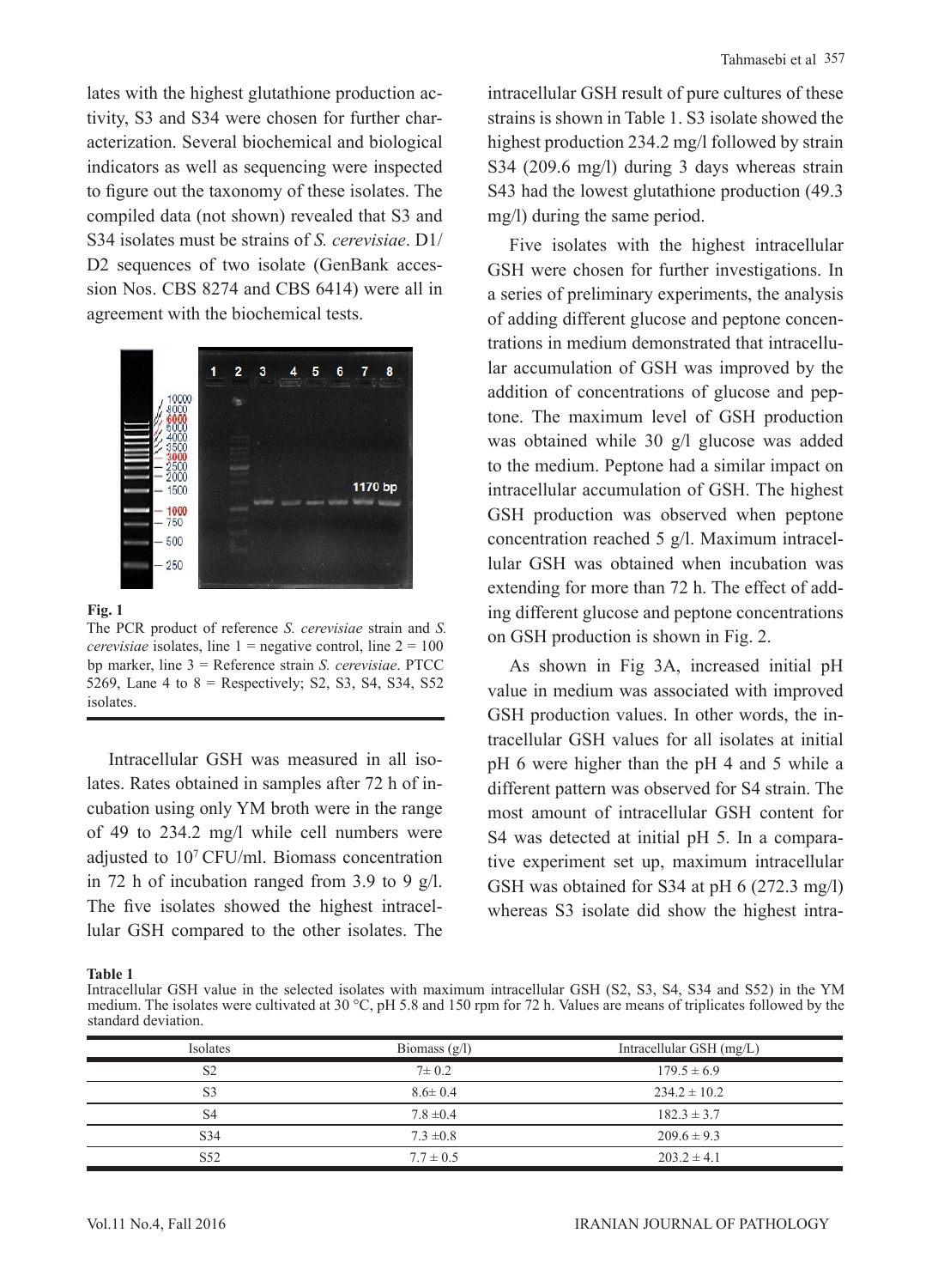lates with the highest glutathione production activity, S3 and S34 were chosen for further characterization. Several biochemical and biological indicators as well as sequencing were inspected to figure out the taxonomy of these isolates. The compiled data (not shown) revealed that S3 and S34 isolates must be strains of *S. cerevisiae*. D1/D2 sequences of two isolate (GenBank accession Nos. CBS 8274 and CBS 6414) were all in agreement with the biochemical tests.

**Fig. 1**
The PCR product of reference *S. cerevisiae* strain and *S. cerevisiae* isolates, line 1 = negative control, line 2 = 100 bp marker, line 3 = Reference strain *S. cerevisiae*. PTCC 5269, Lane 4 to 8 = Respectively; S2, S3, S4, S34, S52 isolates.

Intracellular GSH was measured in all isolates. Rates obtained in samples after 72 h of incubation using only YM broth were in the range of 49 to 234.2 mg/l while cell numbers were adjusted to $10^7$ CFU/ml. Biomass concentration in 72 h of incubation ranged from 3.9 to 9 g/l. The five isolates showed the highest intracellular GSH compared to the other isolates. The intracellular GSH result of pure cultures of these strains is shown in Table 1. S3 isolate showed the highest production 234.2 mg/l followed by strain S34 (209.6 mg/l) during 3 days whereas strain S43 had the lowest glutathione production (49.3 mg/l) during the same period.

Five isolates with the highest intracellular GSH were chosen for further investigations. In a series of preliminary experiments, the analysis of adding different glucose and peptone concentrations in medium demonstrated that intracellular accumulation of GSH was improved by the addition of concentrations of glucose and peptone. The maximum level of GSH production was obtained while 30 g/l glucose was added to the medium. Peptone had a similar impact on intracellular accumulation of GSH. The highest GSH production was observed when peptone concentration reached 5 g/l. Maximum intracellular GSH was obtained when incubation was extending for more than 72 h. The effect of adding different glucose and peptone concentrations on GSH production is shown in Fig. 2.

As shown in Fig 3A, increased initial pH value in medium was associated with improved GSH production values. In other words, the intracellular GSH values for all isolates at initial pH 6 were higher than the pH 4 and 5 while a different pattern was observed for S4 strain. The most amount of intracellular GSH content for S4 was detected at initial pH 5. In a comparative experiment set up, maximum intracellular GSH was obtained for S34 at pH 6 (272.3 mg/l) whereas S3 isolate did show the highest intra-

**Table 1**
Intracellular GSH value in the selected isolates with maximum intracellular GSH (S2, S3, S4, S34 and S52) in the YM medium. The isolates were cultivated at 30 °C, pH 5.8 and 150 rpm for 72 h. Values are means of triplicates followed by the standard deviation.

| Isolates | Biomass (g/l) | Intracellular GSH (mg/L) |
|---|---|---|
| S2 | 7± 0.2 | 179.5 ± 6.9 |
| S3 | 8.6± 0.4 | 234.2 ± 10.2 |
| S4 | 7.8 ±0.4 | 182.3 ± 3.7 |
| S34 | 7.3 ±0.8 | 209.6 ± 9.3 |
| S52 | 7.7 ± 0.5 | 203.2 ± 4.1 |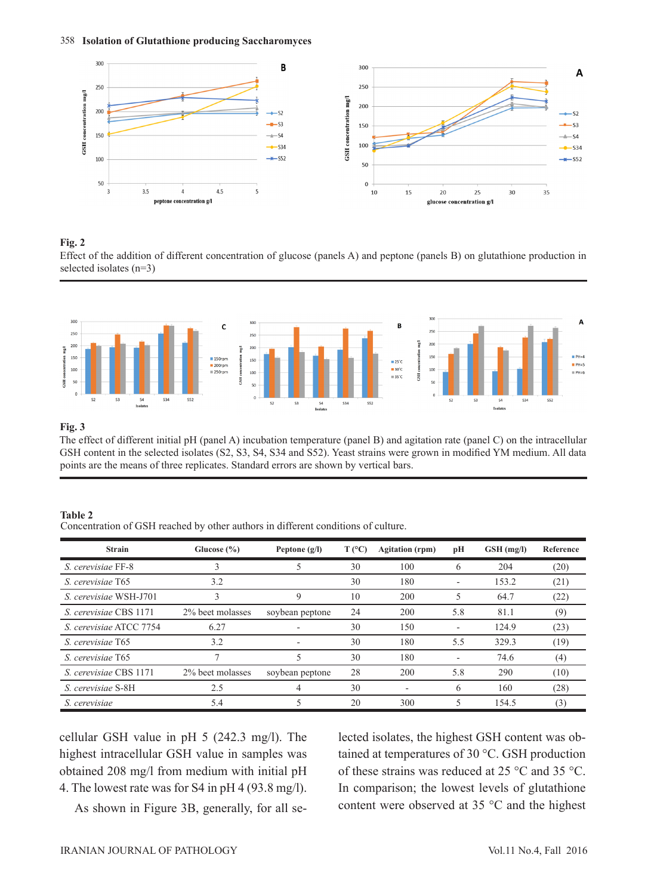**Fig. 2**

Effect of the addition of different concentration of glucose (panels A) and peptone (panels B) on glutathione production in selected isolates (n=3)

**Fig. 3**

The effect of different initial pH (panel A) incubation temperature (panel B) and agitation rate (panel C) on the intracellular GSH content in the selected isolates (S2, S3, S4, S34 and S52). Yeast strains were grown in modified YM medium. All data points are the means of three replicates. Standard errors are shown by vertical bars.

**Table 2**

Concentration of GSH reached by other authors in different conditions of culture.

| Strain | Glucose (%) | Peptone (g/l) | T (°C) | Agitation (rpm) | pH | GSH (mg/l) | Reference |
|---|---|---|---|---|---|---|---|
| *S. cerevisiae* FF-8 | 3 | 5 | 30 | 100 | 6 | 204 | (20) |
| *S. cerevisiae* T65 | 3.2 | | 30 | 180 | - | 153.2 | (21) |
| *S. cerevisiae* WSH-J701 | 3 | 9 | 10 | 200 | 5 | 64.7 | (22) |
| *S. cerevisiae* CBS 1171 | 2% beet molasses | soybean peptone | 24 | 200 | 5.8 | 81.1 | (9) |
| *S. cerevisiae* ATCC 7754 | 6.27 | - | 30 | 150 | - | 124.9 | (23) |
| *S. cerevisiae* T65 | 3.2 | - | 30 | 180 | 5.5 | 329.3 | (19) |
| *S. cerevisiae* T65 | 7 | 5 | 30 | 180 | - | 74.6 | (4) |
| *S. cerevisiae* CBS 1171 | 2% beet molasses | soybean peptone | 28 | 200 | 5.8 | 290 | (10) |
| *S. cerevisiae* S-8H | 2.5 | 4 | 30 | - | 6 | 160 | (28) |
| *S. cerevisiae* | 5.4 | 5 | 20 | 300 | 5 | 154.5 | (3) |

cellular GSH value in pH 5 (242.3 mg/l). The highest intracellular GSH value in samples was obtained 208 mg/l from medium with initial pH 4. The lowest rate was for S4 in pH 4 (93.8 mg/l).

As shown in Figure 3B, generally, for all selected isolates, the highest GSH content was obtained at temperatures of 30 °C. GSH production of these strains was reduced at 25 °C and 35 °C. In comparison; the lowest levels of glutathione content were observed at 35 °C and the highest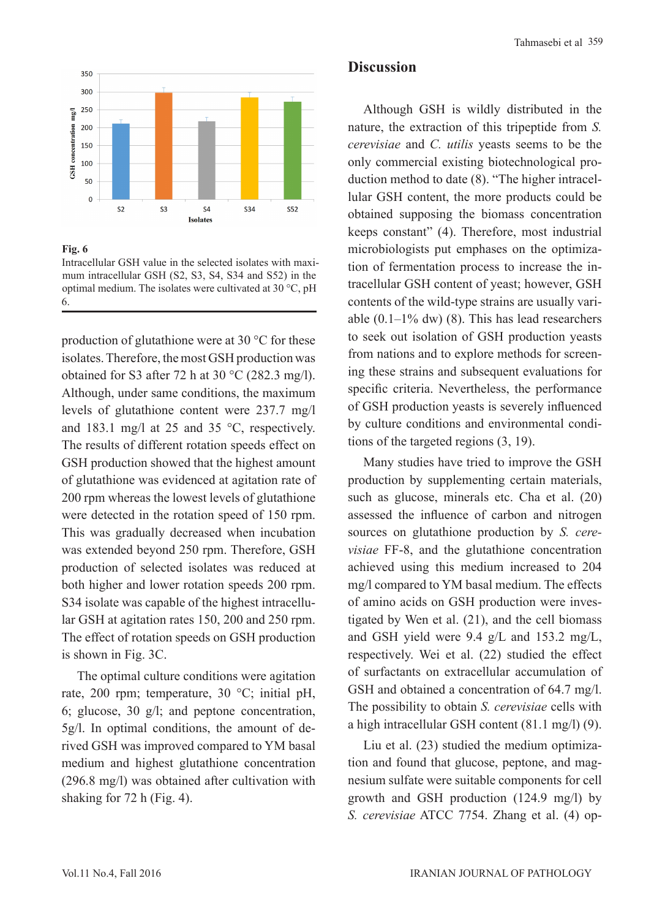**Fig. 6**
Intracellular GSH value in the selected isolates with maximum intracellular GSH (S2, S3, S4, S34 and S52) in the optimal medium. The isolates were cultivated at 30 °C, pH 6.

production of glutathione were at 30 °C for these isolates. Therefore, the most GSH production was obtained for S3 after 72 h at 30 °C (282.3 mg/l). Although, under same conditions, the maximum levels of glutathione content were 237.7 mg/l and 183.1 mg/l at 25 and 35 °C, respectively. The results of different rotation speeds effect on GSH production showed that the highest amount of glutathione was evidenced at agitation rate of 200 rpm whereas the lowest levels of glutathione were detected in the rotation speed of 150 rpm. This was gradually decreased when incubation was extended beyond 250 rpm. Therefore, GSH production of selected isolates was reduced at both higher and lower rotation speeds 200 rpm. S34 isolate was capable of the highest intracellular GSH at agitation rates 150, 200 and 250 rpm. The effect of rotation speeds on GSH production is shown in Fig. 3C.

The optimal culture conditions were agitation rate, 200 rpm; temperature, 30 °C; initial pH, 6; glucose, 30 g/l; and peptone concentration, 5g/l. In optimal conditions, the amount of derived GSH was improved compared to YM basal medium and highest glutathione concentration (296.8 mg/l) was obtained after cultivation with shaking for 72 h (Fig. 4).

## Discussion

Although GSH is wildly distributed in the nature, the extraction of this tripeptide from *S. cerevisiae* and *C. utilis* yeasts seems to be the only commercial existing biotechnological production method to date (8). "The higher intracellular GSH content, the more products could be obtained supposing the biomass concentration keeps constant" (4). Therefore, most industrial microbiologists put emphases on the optimization of fermentation process to increase the intracellular GSH content of yeast; however, GSH contents of the wild-type strains are usually variable (0.1–1% dw) (8). This has lead researchers to seek out isolation of GSH production yeasts from nations and to explore methods for screening these strains and subsequent evaluations for specific criteria. Nevertheless, the performance of GSH production yeasts is severely influenced by culture conditions and environmental conditions of the targeted regions (3, 19).

Many studies have tried to improve the GSH production by supplementing certain materials, such as glucose, minerals etc. Cha et al. (20) assessed the influence of carbon and nitrogen sources on glutathione production by *S. cerevisiae* FF-8, and the glutathione concentration achieved using this medium increased to 204 mg/l compared to YM basal medium. The effects of amino acids on GSH production were investigated by Wen et al. (21), and the cell biomass and GSH yield were 9.4 g/L and 153.2 mg/L, respectively. Wei et al. (22) studied the effect of surfactants on extracellular accumulation of GSH and obtained a concentration of 64.7 mg/l. The possibility to obtain *S. cerevisiae* cells with a high intracellular GSH content (81.1 mg/l) (9).

Liu et al. (23) studied the medium optimization and found that glucose, peptone, and magnesium sulfate were suitable components for cell growth and GSH production (124.9 mg/l) by *S. cerevisiae* ATCC 7754. Zhang et al. (4) op-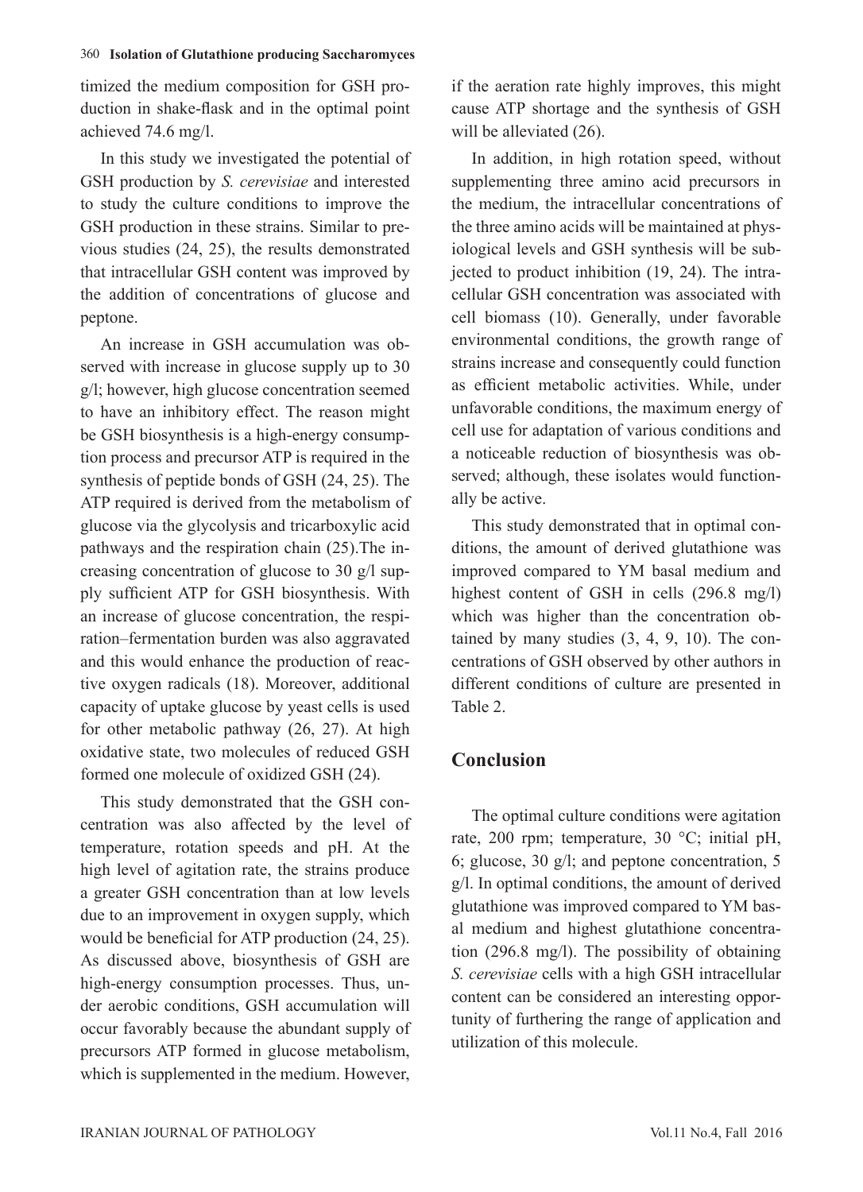timized the medium composition for GSH production in shake-flask and in the optimal point achieved 74.6 mg/l.

In this study we investigated the potential of GSH production by *S. cerevisiae* and interested to study the culture conditions to improve the GSH production in these strains. Similar to previous studies (24, 25), the results demonstrated that intracellular GSH content was improved by the addition of concentrations of glucose and peptone.

An increase in GSH accumulation was observed with increase in glucose supply up to 30 g/l; however, high glucose concentration seemed to have an inhibitory effect. The reason might be GSH biosynthesis is a high-energy consumption process and precursor ATP is required in the synthesis of peptide bonds of GSH (24, 25). The ATP required is derived from the metabolism of glucose via the glycolysis and tricarboxylic acid pathways and the respiration chain (25).The increasing concentration of glucose to 30 g/l supply sufficient ATP for GSH biosynthesis. With an increase of glucose concentration, the respiration–fermentation burden was also aggravated and this would enhance the production of reactive oxygen radicals (18). Moreover, additional capacity of uptake glucose by yeast cells is used for other metabolic pathway (26, 27). At high oxidative state, two molecules of reduced GSH formed one molecule of oxidized GSH (24).

This study demonstrated that the GSH concentration was also affected by the level of temperature, rotation speeds and pH. At the high level of agitation rate, the strains produce a greater GSH concentration than at low levels due to an improvement in oxygen supply, which would be beneficial for ATP production (24, 25). As discussed above, biosynthesis of GSH are high-energy consumption processes. Thus, under aerobic conditions, GSH accumulation will occur favorably because the abundant supply of precursors ATP formed in glucose metabolism, which is supplemented in the medium. However, if the aeration rate highly improves, this might cause ATP shortage and the synthesis of GSH will be alleviated (26).

In addition, in high rotation speed, without supplementing three amino acid precursors in the medium, the intracellular concentrations of the three amino acids will be maintained at physiological levels and GSH synthesis will be subjected to product inhibition (19, 24). The intracellular GSH concentration was associated with cell biomass (10). Generally, under favorable environmental conditions, the growth range of strains increase and consequently could function as efficient metabolic activities. While, under unfavorable conditions, the maximum energy of cell use for adaptation of various conditions and a noticeable reduction of biosynthesis was observed; although, these isolates would functionally be active.

This study demonstrated that in optimal conditions, the amount of derived glutathione was improved compared to YM basal medium and highest content of GSH in cells (296.8 mg/l) which was higher than the concentration obtained by many studies (3, 4, 9, 10). The concentrations of GSH observed by other authors in different conditions of culture are presented in Table 2.

## Conclusion

The optimal culture conditions were agitation rate, 200 rpm; temperature, 30 °C; initial pH, 6; glucose, 30 g/l; and peptone concentration, 5 g/l. In optimal conditions, the amount of derived glutathione was improved compared to YM basal medium and highest glutathione concentration (296.8 mg/l). The possibility of obtaining *S. cerevisiae* cells with a high GSH intracellular content can be considered an interesting opportunity of furthering the range of application and utilization of this molecule.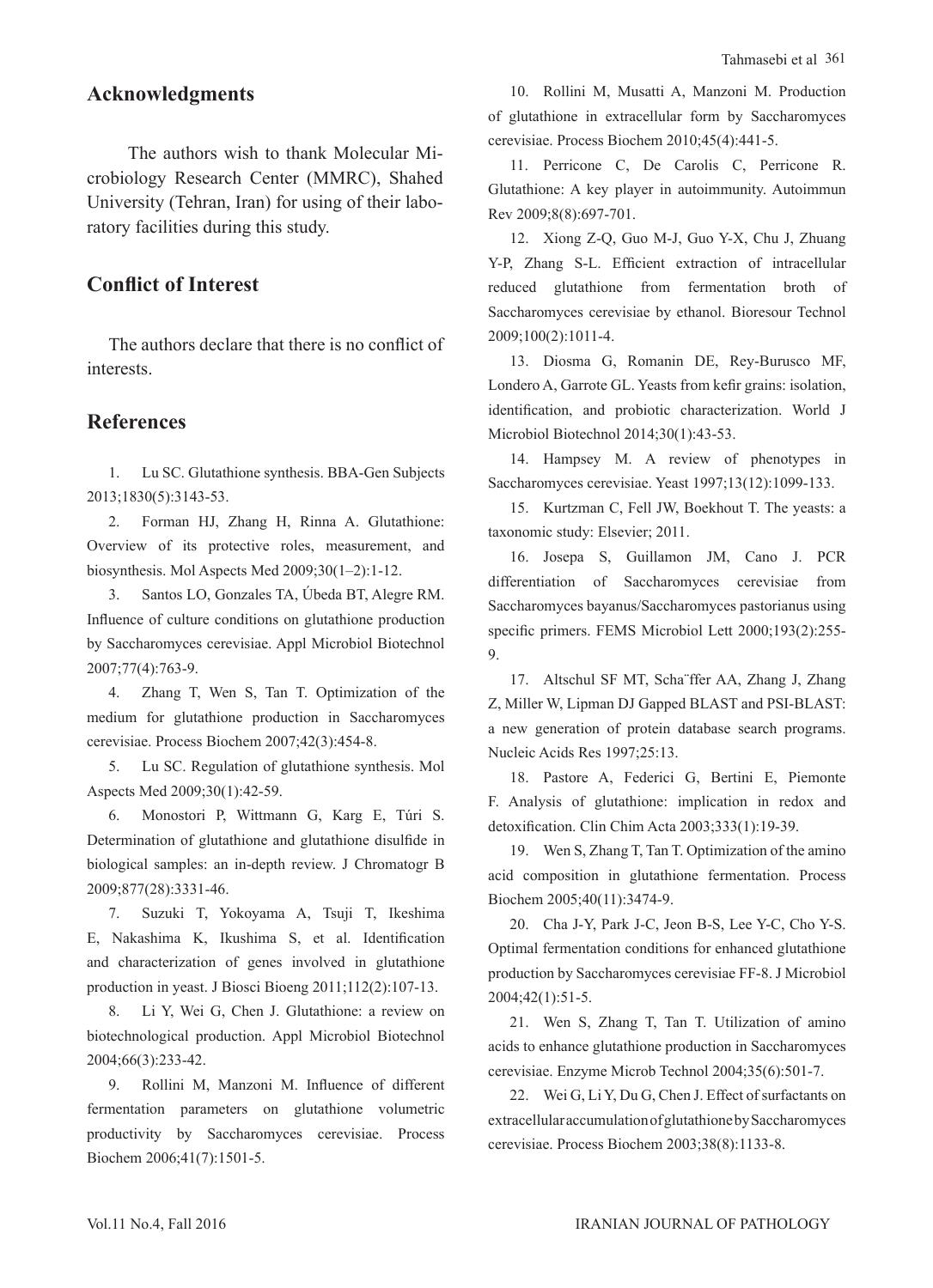## Acknowledgments

The authors wish to thank Molecular Microbiology Research Center (MMRC), Shahed University (Tehran, Iran) for using of their laboratory facilities during this study.

## Conflict of Interest

The authors declare that there is no conflict of interests.

## References

1. Lu SC. Glutathione synthesis. BBA-Gen Subjects 2013;1830(5):3143-53.

2. Forman HJ, Zhang H, Rinna A. Glutathione: Overview of its protective roles, measurement, and biosynthesis. Mol Aspects Med 2009;30(1–2):1-12.

3. Santos LO, Gonzales TA, Úbeda BT, Alegre RM. Influence of culture conditions on glutathione production by Saccharomyces cerevisiae. Appl Microbiol Biotechnol 2007;77(4):763-9.

4. Zhang T, Wen S, Tan T. Optimization of the medium for glutathione production in Saccharomyces cerevisiae. Process Biochem 2007;42(3):454-8.

5. Lu SC. Regulation of glutathione synthesis. Mol Aspects Med 2009;30(1):42-59.

6. Monostori P, Wittmann G, Karg E, Túri S. Determination of glutathione and glutathione disulfide in biological samples: an in-depth review. J Chromatogr B 2009;877(28):3331-46.

7. Suzuki T, Yokoyama A, Tsuji T, Ikeshima E, Nakashima K, Ikushima S, et al. Identification and characterization of genes involved in glutathione production in yeast. J Biosci Bioeng 2011;112(2):107-13.

8. Li Y, Wei G, Chen J. Glutathione: a review on biotechnological production. Appl Microbiol Biotechnol 2004;66(3):233-42.

9. Rollini M, Manzoni M. Influence of different fermentation parameters on glutathione volumetric productivity by Saccharomyces cerevisiae. Process Biochem 2006;41(7):1501-5.

10. Rollini M, Musatti A, Manzoni M. Production of glutathione in extracellular form by Saccharomyces cerevisiae. Process Biochem 2010;45(4):441-5.

11. Perricone C, De Carolis C, Perricone R. Glutathione: A key player in autoimmunity. Autoimmun Rev 2009;8(8):697-701.

12. Xiong Z-Q, Guo M-J, Guo Y-X, Chu J, Zhuang Y-P, Zhang S-L. Efficient extraction of intracellular reduced glutathione from fermentation broth of Saccharomyces cerevisiae by ethanol. Bioresour Technol 2009;100(2):1011-4.

13. Diosma G, Romanin DE, Rey-Burusco MF, Londero A, Garrote GL. Yeasts from kefir grains: isolation, identification, and probiotic characterization. World J Microbiol Biotechnol 2014;30(1):43-53.

14. Hampsey M. A review of phenotypes in Saccharomyces cerevisiae. Yeast 1997;13(12):1099-133.

15. Kurtzman C, Fell JW, Boekhout T. The yeasts: a taxonomic study: Elsevier; 2011.

16. Josepa S, Guillamon JM, Cano J. PCR differentiation of Saccharomyces cerevisiae from Saccharomyces bayanus/Saccharomyces pastorianus using specific primers. FEMS Microbiol Lett 2000;193(2):255-9.

17. Altschul SF MT, Scha¨ffer AA, Zhang J, Zhang Z, Miller W, Lipman DJ Gapped BLAST and PSI-BLAST: a new generation of protein database search programs. Nucleic Acids Res 1997;25:13.

18. Pastore A, Federici G, Bertini E, Piemonte F. Analysis of glutathione: implication in redox and detoxification. Clin Chim Acta 2003;333(1):19-39.

19. Wen S, Zhang T, Tan T. Optimization of the amino acid composition in glutathione fermentation. Process Biochem 2005;40(11):3474-9.

20. Cha J-Y, Park J-C, Jeon B-S, Lee Y-C, Cho Y-S. Optimal fermentation conditions for enhanced glutathione production by Saccharomyces cerevisiae FF-8. J Microbiol 2004;42(1):51-5.

21. Wen S, Zhang T, Tan T. Utilization of amino acids to enhance glutathione production in Saccharomyces cerevisiae. Enzyme Microb Technol 2004;35(6):501-7.

22. Wei G, Li Y, Du G, Chen J. Effect of surfactants on extracellular accumulation of glutathione by Saccharomyces cerevisiae. Process Biochem 2003;38(8):1133-8.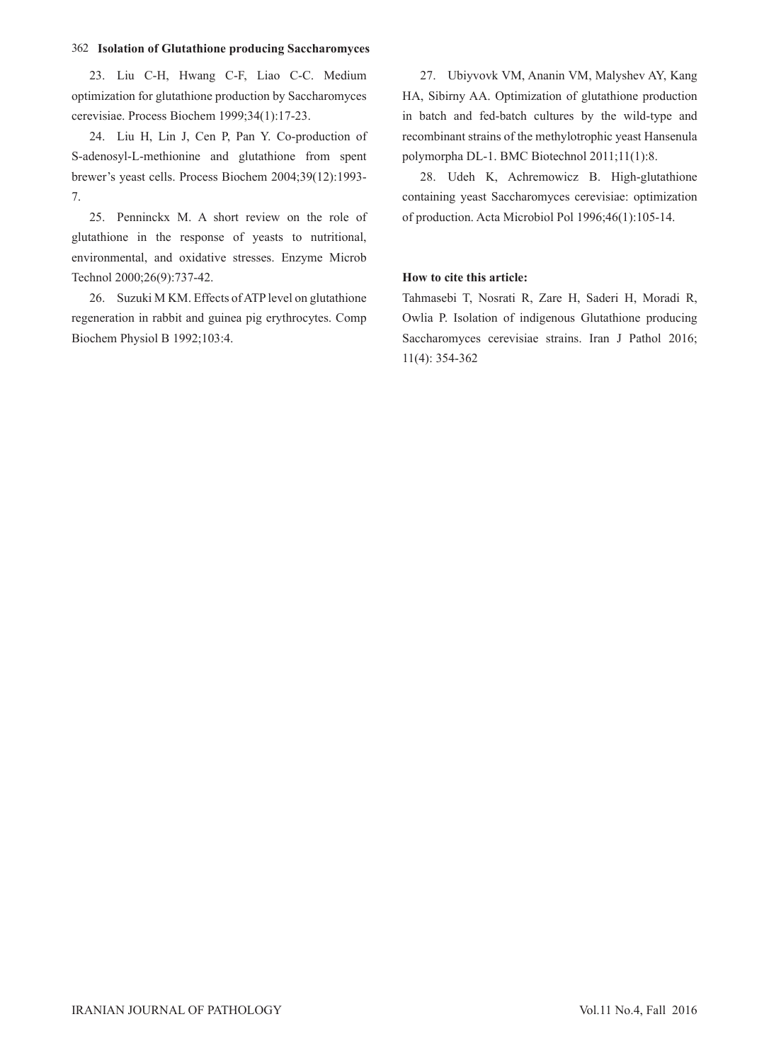23. Liu C-H, Hwang C-F, Liao C-C. Medium optimization for glutathione production by Saccharomyces cerevisiae. Process Biochem 1999;34(1):17-23.

24. Liu H, Lin J, Cen P, Pan Y. Co-production of S-adenosyl-L-methionine and glutathione from spent brewer's yeast cells. Process Biochem 2004;39(12):1993-7.

25. Penninckx M. A short review on the role of glutathione in the response of yeasts to nutritional, environmental, and oxidative stresses. Enzyme Microb Technol 2000;26(9):737-42.

26. Suzuki M KM. Effects of ATP level on glutathione regeneration in rabbit and guinea pig erythrocytes. Comp Biochem Physiol B 1992;103:4.

27. Ubiyvovk VM, Ananin VM, Malyshev AY, Kang HA, Sibirny AA. Optimization of glutathione production in batch and fed-batch cultures by the wild-type and recombinant strains of the methylotrophic yeast Hansenula polymorpha DL-1. BMC Biotechnol 2011;11(1):8.

28. Udeh K, Achremowicz B. High-glutathione containing yeast Saccharomyces cerevisiae: optimization of production. Acta Microbiol Pol 1996;46(1):105-14.

**How to cite this article:**

Tahmasebi T, Nosrati R, Zare H, Saderi H, Moradi R, Owlia P. Isolation of indigenous Glutathione producing Saccharomyces cerevisiae strains. Iran J Pathol 2016; 11(4): 354-362